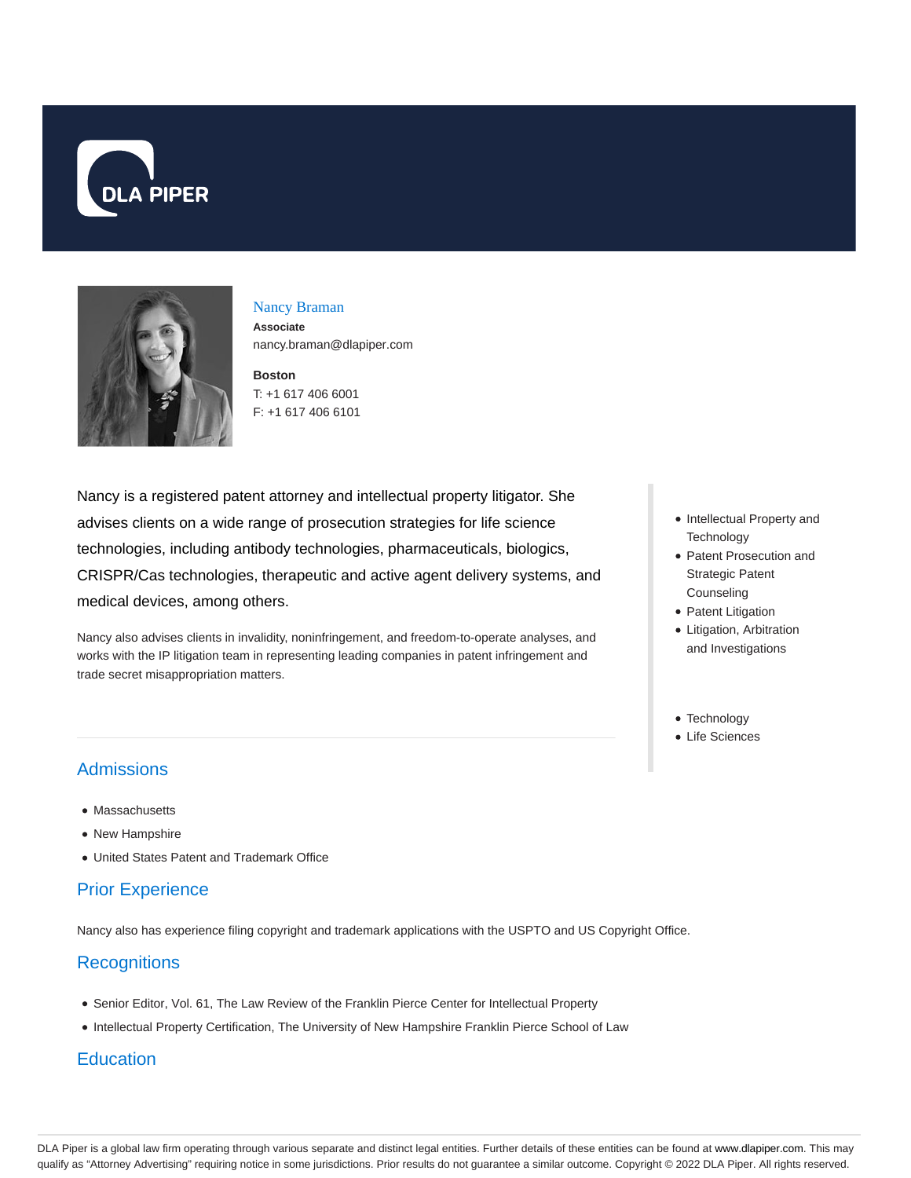DLA PIPER

# Nancy Braman

**Associate**

nancy.braman@dlapiper.com

**Boston**

T: +1 617 406 6001

F: +1 617 406 6101

Nancy is a registered patent attorney and intellectual property litigator. She advises clients on a wide range of prosecution strategies for life science technologies, including antibody technologies, pharmaceuticals, biologics, CRISPR/Cas technologies, therapeutic and active agent delivery systems, and medical devices, among others.

Nancy also advises clients in invalidity, noninfringement, and freedom-to-operate analyses, and works with the IP litigation team in representing leading companies in patent infringement and trade secret misappropriation matters.

- Intellectual Property and Technology
- Patent Prosecution and Strategic Patent Counseling
- Patent Litigation
- Litigation, Arbitration and Investigations

- Technology
- Life Sciences

## Admissions

- Massachusetts
- New Hampshire
- United States Patent and Trademark Office

## Prior Experience

Nancy also has experience filing copyright and trademark applications with the USPTO and US Copyright Office.

## Recognitions

- Senior Editor, Vol. 61, The Law Review of the Franklin Pierce Center for Intellectual Property
- Intellectual Property Certification, The University of New Hampshire Franklin Pierce School of Law

## Education

DLA Piper is a global law firm operating through various separate and distinct legal entities. Further details of these entities can be found at www.dlapiper.com. This may qualify as "Attorney Advertising" requiring notice in some jurisdictions. Prior results do not guarantee a similar outcome. Copyright © 2022 DLA Piper. All rights reserved.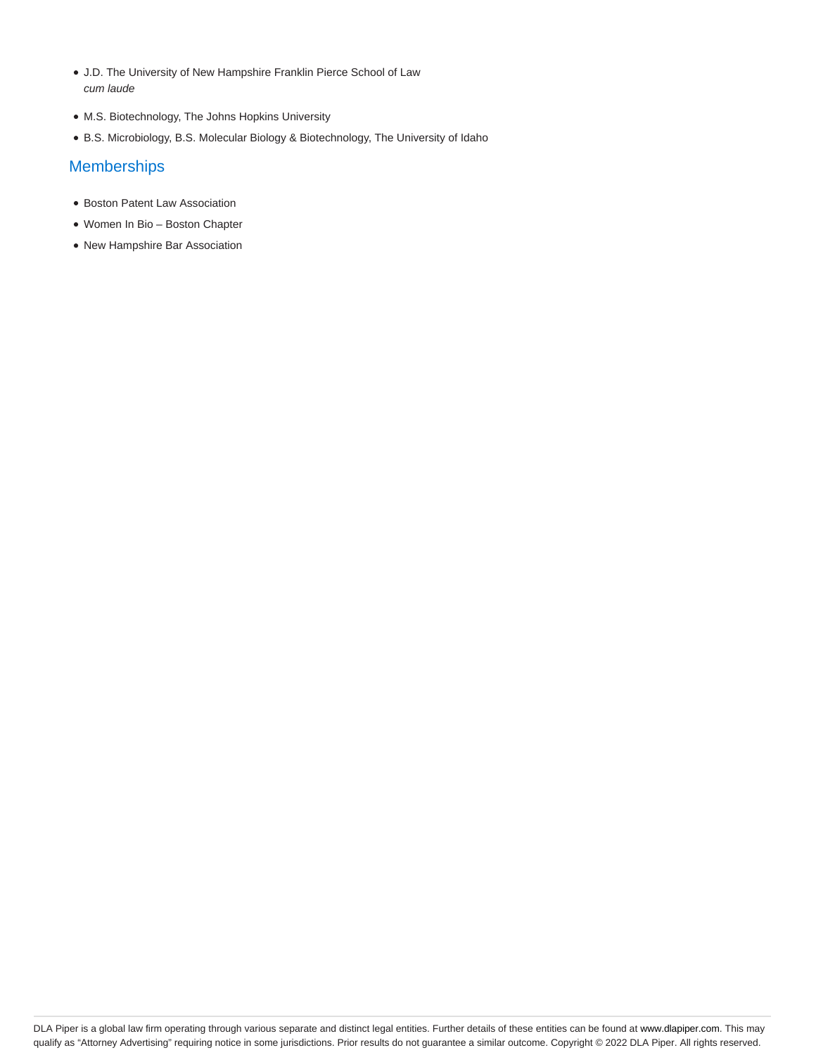- J.D. The University of New Hampshire Franklin Pierce School of Law
  *cum laude*
- M.S. Biotechnology, The Johns Hopkins University
- B.S. Microbiology, B.S. Molecular Biology & Biotechnology, The University of Idaho

## Memberships

- Boston Patent Law Association
- Women In Bio – Boston Chapter
- New Hampshire Bar Association

DLA Piper is a global law firm operating through various separate and distinct legal entities. Further details of these entities can be found at www.dlapiper.com. This may qualify as "Attorney Advertising" requiring notice in some jurisdictions. Prior results do not guarantee a similar outcome. Copyright © 2022 DLA Piper. All rights reserved.